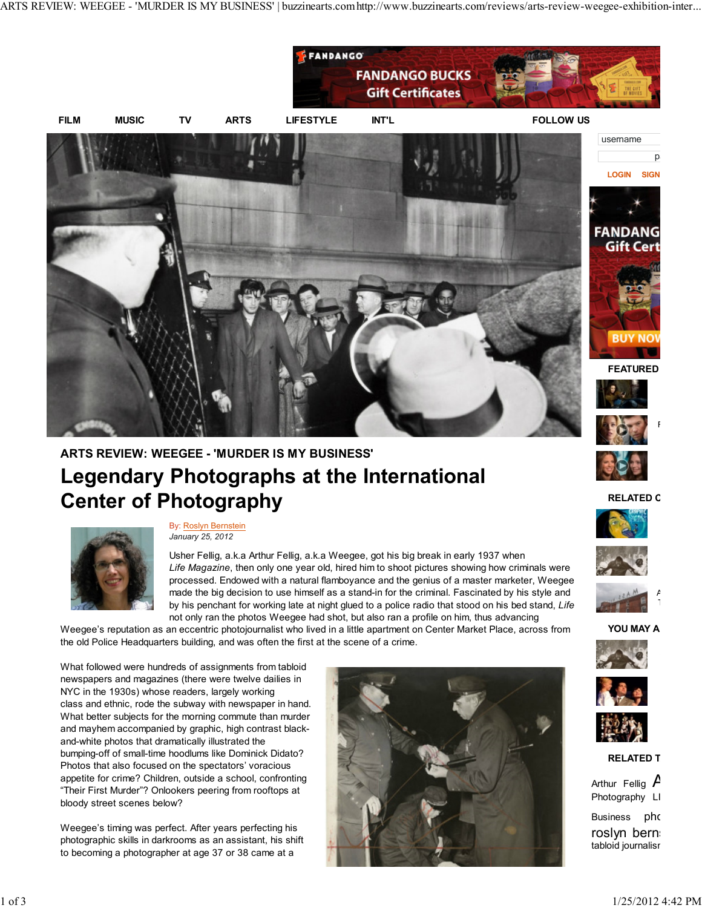FILM MUSIC TV ARTS LIFESTYLE INT'L FOLLOW US

## ARTS REVIEW: WEEGEE - 'MURDER IS MY BUSINESS'

# Legendary Photographs at the International Center of Photography

By: Roslyn Bernstein
*January 25, 2012*

Usher Fellig, a.k.a Arthur Fellig, a.k.a Weegee, got his big break in early 1937 when *Life Magazine*, then only one year old, hired him to shoot pictures showing how criminals were processed. Endowed with a natural flamboyance and the genius of a master marketer, Weegee made the big decision to use himself as a stand-in for the criminal. Fascinated by his style and by his penchant for working late at night glued to a police radio that stood on his bed stand, *Life* not only ran the photos Weegee had shot, but also ran a profile on him, thus advancing Weegee's reputation as an eccentric photojournalist who lived in a little apartment on Center Market Place, across from the old Police Headquarters building, and was often the first at the scene of a crime.

What followed were hundreds of assignments from tabloid newspapers and magazines (there were twelve dailies in NYC in the 1930s) whose readers, largely working class and ethnic, rode the subway with newspaper in hand. What better subjects for the morning commute than murder and mayhem accompanied by graphic, high contrast black-and-white photos that dramatically illustrated the bumping-off of small-time hoodlums like Dominick Didato? Photos that also focused on the spectators' voracious appetite for crime? Children, outside a school, confronting "Their First Murder"? Onlookers peering from rooftops at bloody street scenes below?

Weegee's timing was perfect. After years perfecting his photographic skills in darkrooms as an assistant, his shift to becoming a photographer at age 37 or 38 came at a

FEATURED

RELATED C

YOU MAY A

RELATED T

Arthur Fellig A
Photography LI
Business pho
roslyn bern
tabloid journalisr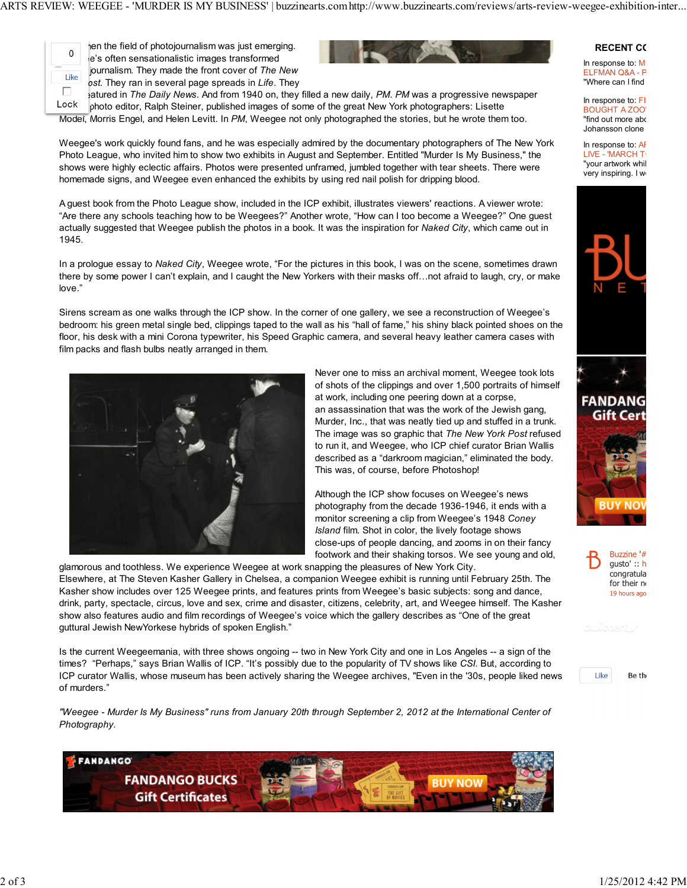hen the field of photojournalism was just emerging. e's often sensationalistic images transformed journalism. They made the front cover of *The New ost*. They ran in several page spreads in *Life*. They eatured in *The Daily News*. And from 1940 on, they filled a new daily, *PM*. *PM* was a progressive newspaper photo editor, Ralph Steiner, published images of some of the great New York photographers: Lisette Model, Morris Engel, and Helen Levitt. In *PM*, Weegee not only photographed the stories, but he wrote them too.

Weegee's work quickly found fans, and he was especially admired by the documentary photographers of The New York Photo League, who invited him to show two exhibits in August and September. Entitled "Murder Is My Business," the shows were highly eclectic affairs. Photos were presented unframed, jumbled together with tear sheets. There were homemade signs, and Weegee even enhanced the exhibits by using red nail polish for dripping blood.

A guest book from the Photo League show, included in the ICP exhibit, illustrates viewers' reactions. A viewer wrote: "Are there any schools teaching how to be Weegees?" Another wrote, "How can I too become a Weegee?" One guest actually suggested that Weegee publish the photos in a book. It was the inspiration for *Naked City*, which came out in 1945.

In a prologue essay to *Naked City*, Weegee wrote, "For the pictures in this book, I was on the scene, sometimes drawn there by some power I can't explain, and I caught the New Yorkers with their masks off…not afraid to laugh, cry, or make love."

Sirens scream as one walks through the ICP show. In the corner of one gallery, we see a reconstruction of Weegee's bedroom: his green metal single bed, clippings taped to the wall as his "hall of fame," his shiny black pointed shoes on the floor, his desk with a mini Corona typewriter, his Speed Graphic camera, and several heavy leather camera cases with film packs and flash bulbs neatly arranged in them.

Never one to miss an archival moment, Weegee took lots of shots of the clippings and over 1,500 portraits of himself at work, including one peering down at a corpse, an assassination that was the work of the Jewish gang, Murder, Inc., that was neatly tied up and stuffed in a trunk. The image was so graphic that *The New York Post* refused to run it, and Weegee, who ICP chief curator Brian Wallis described as a "darkroom magician," eliminated the body. This was, of course, before Photoshop!

Although the ICP show focuses on Weegee's news photography from the decade 1936-1946, it ends with a monitor screening a clip from Weegee's 1948 *Coney Island* film. Shot in color, the lively footage shows close-ups of people dancing, and zooms in on their fancy footwork and their shaking torsos. We see young and old, glamorous and toothless. We experience Weegee at work snapping the pleasures of New York City.

Elsewhere, at The Steven Kasher Gallery in Chelsea, a companion Weegee exhibit is running until February 25th. The Kasher show includes over 125 Weegee prints, and features prints from Weegee's basic subjects: song and dance, drink, party, spectacle, circus, love and sex, crime and disaster, citizens, celebrity, art, and Weegee himself. The Kasher show also features audio and film recordings of Weegee's voice which the gallery describes as "One of the great guttural Jewish NewYorkese hybrids of spoken English."

Is the current Weegeemania, with three shows ongoing -- two in New York City and one in Los Angeles -- a sign of the times? "Perhaps," says Brian Wallis of ICP. "It's possibly due to the popularity of TV shows like *CSI*. But, according to ICP curator Wallis, whose museum has been actively sharing the Weegee archives, "Even in the '30s, people liked news of murders."

*"Weegee - Murder Is My Business" runs from January 20th through September 2, 2012 at the International Center of Photography.*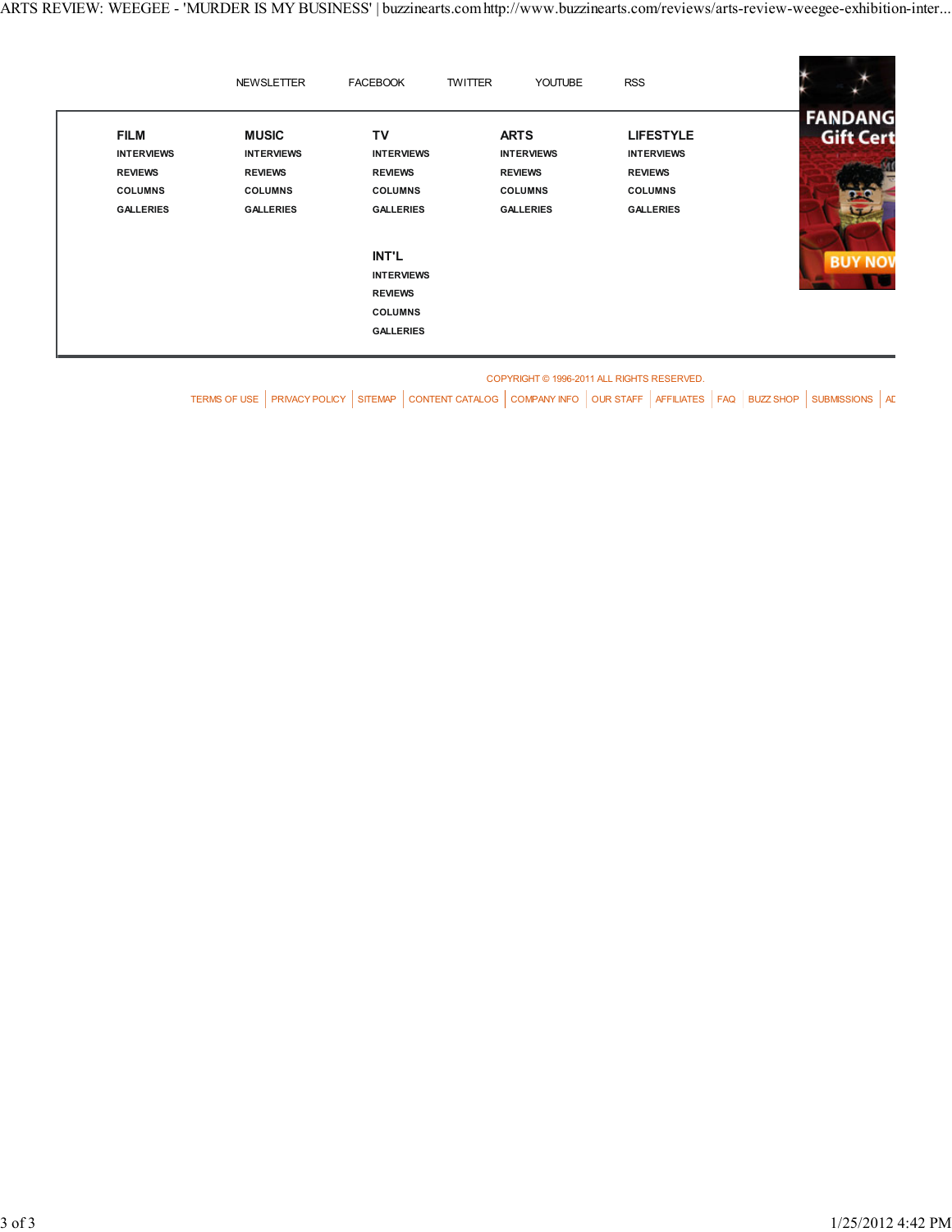NEWSLETTER FACEBOOK TWITTER YOUTUBE RSS

**FILM**
INTERVIEWS
REVIEWS
COLUMNS
GALLERIES

**MUSIC**
INTERVIEWS
REVIEWS
COLUMNS
GALLERIES

**TV**
INTERVIEWS
REVIEWS
COLUMNS
GALLERIES

**ARTS**
INTERVIEWS
REVIEWS
COLUMNS
GALLERIES

**LIFESTYLE**
INTERVIEWS
REVIEWS
COLUMNS
GALLERIES

**INT'L**
INTERVIEWS
REVIEWS
COLUMNS
GALLERIES

FANDANG Gift Cert BUY NOW

COPYRIGHT © 1996-2011 ALL RIGHTS RESERVED.

TERMS OF USE | PRIVACY POLICY | SITEMAP | CONTENT CATALOG | COMPANY INFO | OUR STAFF | AFFILIATES | FAQ | BUZZ SHOP | SUBMISSIONS | AD